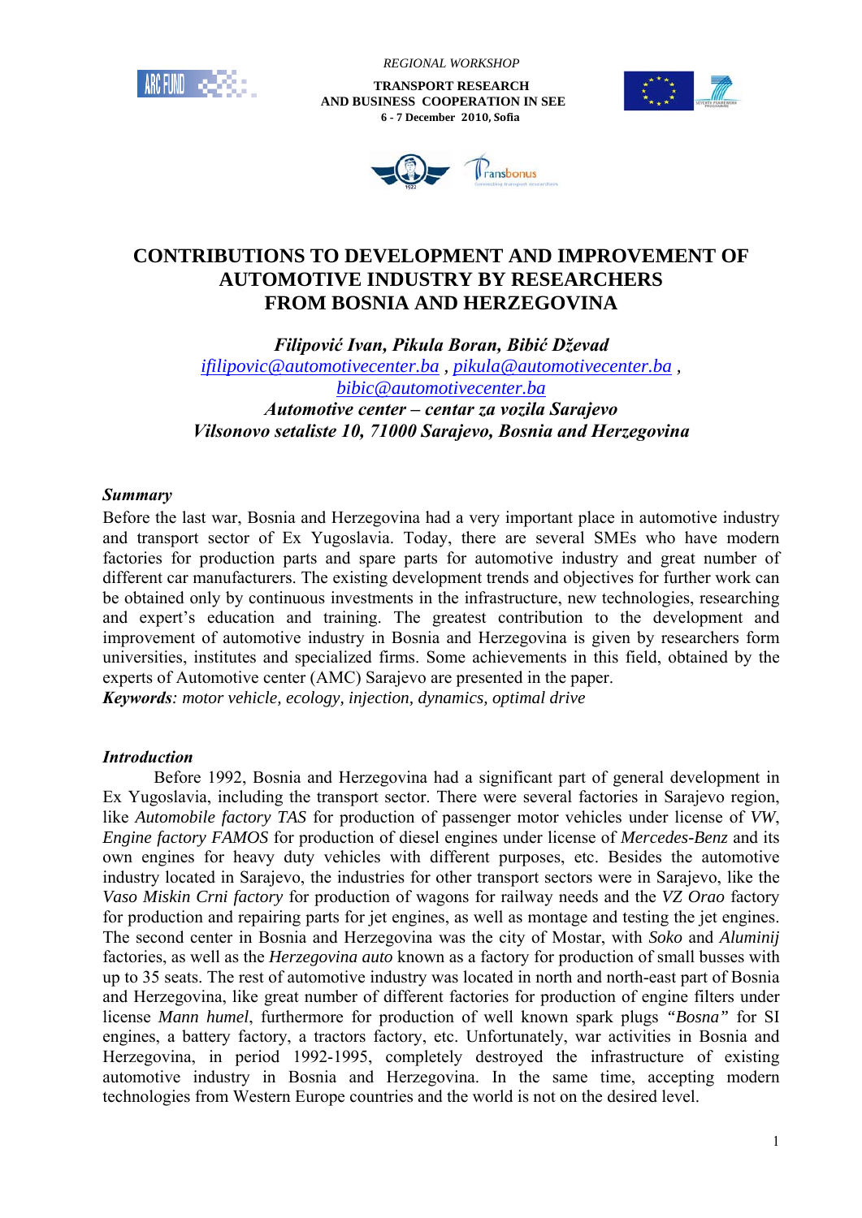REGIONAL WORKSHOP

**TRANSPORT RESEARCH AND BUSINESS COOPERATION IN SEE**
**6 - 7 December 2010, Sofia**

# CONTRIBUTIONS TO DEVELOPMENT AND IMPROVEMENT OF AUTOMOTIVE INDUSTRY BY RESEARCHERS FROM BOSNIA AND HERZEGOVINA

***Filipović Ivan, Pikula Boran, Bibić Dževad***
ifilipovic@automotivecenter.ba , pikula@automotivecenter.ba , bibic@automotivecenter.ba
***Automotive center – centar za vozila Sarajevo***
***Vilsonovo setaliste 10, 71000 Sarajevo, Bosnia and Herzegovina***

### *Summary*

Before the last war, Bosnia and Herzegovina had a very important place in automotive industry and transport sector of Ex Yugoslavia. Today, there are several SMEs who have modern factories for production parts and spare parts for automotive industry and great number of different car manufacturers. The existing development trends and objectives for further work can be obtained only by continuous investments in the infrastructure, new technologies, researching and expert's education and training. The greatest contribution to the development and improvement of automotive industry in Bosnia and Herzegovina is given by researchers form universities, institutes and specialized firms. Some achievements in this field, obtained by the experts of Automotive center (AMC) Sarajevo are presented in the paper.

***Keywords**: motor vehicle, ecology, injection, dynamics, optimal drive*

### *Introduction*

Before 1992, Bosnia and Herzegovina had a significant part of general development in Ex Yugoslavia, including the transport sector. There were several factories in Sarajevo region, like *Automobile factory TAS* for production of passenger motor vehicles under license of *VW*, *Engine factory FAMOS* for production of diesel engines under license of *Mercedes-Benz* and its own engines for heavy duty vehicles with different purposes, etc. Besides the automotive industry located in Sarajevo, the industries for other transport sectors were in Sarajevo, like the *Vaso Miskin Crni factory* for production of wagons for railway needs and the *VZ Orao* factory for production and repairing parts for jet engines, as well as montage and testing the jet engines. The second center in Bosnia and Herzegovina was the city of Mostar, with *Soko* and *Aluminij* factories, as well as the *Herzegovina auto* known as a factory for production of small busses with up to 35 seats. The rest of automotive industry was located in north and north-east part of Bosnia and Herzegovina, like great number of different factories for production of engine filters under license *Mann humel*, furthermore for production of well known spark plugs *"Bosna"* for SI engines, a battery factory, a tractors factory, etc. Unfortunately, war activities in Bosnia and Herzegovina, in period 1992-1995, completely destroyed the infrastructure of existing automotive industry in Bosnia and Herzegovina. In the same time, accepting modern technologies from Western Europe countries and the world is not on the desired level.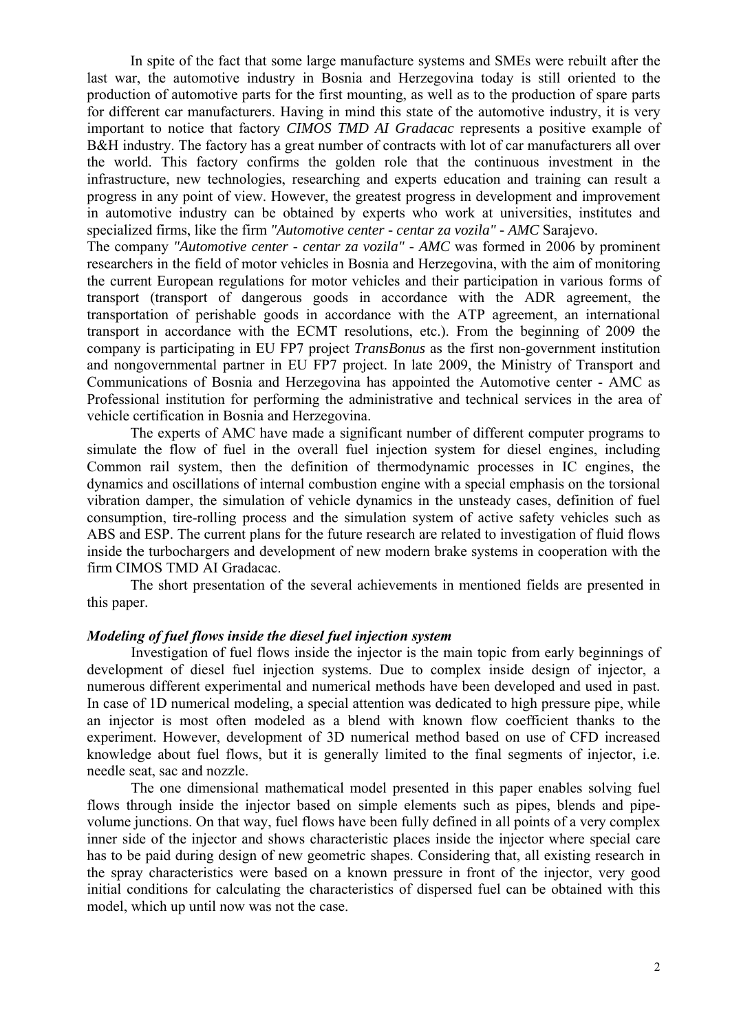In spite of the fact that some large manufacture systems and SMEs were rebuilt after the last war, the automotive industry in Bosnia and Herzegovina today is still oriented to the production of automotive parts for the first mounting, as well as to the production of spare parts for different car manufacturers. Having in mind this state of the automotive industry, it is very important to notice that factory *CIMOS TMD AI Gradacac* represents a positive example of B&H industry. The factory has a great number of contracts with lot of car manufacturers all over the world. This factory confirms the golden role that the continuous investment in the infrastructure, new technologies, researching and experts education and training can result a progress in any point of view. However, the greatest progress in development and improvement in automotive industry can be obtained by experts who work at universities, institutes and specialized firms, like the firm *"Automotive center - centar za vozila" - AMC* Sarajevo.

The company *"Automotive center - centar za vozila" - AMC* was formed in 2006 by prominent researchers in the field of motor vehicles in Bosnia and Herzegovina, with the aim of monitoring the current European regulations for motor vehicles and their participation in various forms of transport (transport of dangerous goods in accordance with the ADR agreement, the transportation of perishable goods in accordance with the ATP agreement, an international transport in accordance with the ECMT resolutions, etc.). From the beginning of 2009 the company is participating in EU FP7 project *TransBonus* as the first non-government institution and nongovernmental partner in EU FP7 project. In late 2009, the Ministry of Transport and Communications of Bosnia and Herzegovina has appointed the Automotive center - AMC as Professional institution for performing the administrative and technical services in the area of vehicle certification in Bosnia and Herzegovina.

The experts of AMC have made a significant number of different computer programs to simulate the flow of fuel in the overall fuel injection system for diesel engines, including Common rail system, then the definition of thermodynamic processes in IC engines, the dynamics and oscillations of internal combustion engine with a special emphasis on the torsional vibration damper, the simulation of vehicle dynamics in the unsteady cases, definition of fuel consumption, tire-rolling process and the simulation system of active safety vehicles such as ABS and ESP. The current plans for the future research are related to investigation of fluid flows inside the turbochargers and development of new modern brake systems in cooperation with the firm CIMOS TMD AI Gradacac.

The short presentation of the several achievements in mentioned fields are presented in this paper.

### *Modeling of fuel flows inside the diesel fuel injection system*

Investigation of fuel flows inside the injector is the main topic from early beginnings of development of diesel fuel injection systems. Due to complex inside design of injector, a numerous different experimental and numerical methods have been developed and used in past. In case of 1D numerical modeling, a special attention was dedicated to high pressure pipe, while an injector is most often modeled as a blend with known flow coefficient thanks to the experiment. However, development of 3D numerical method based on use of CFD increased knowledge about fuel flows, but it is generally limited to the final segments of injector, i.e. needle seat, sac and nozzle.

The one dimensional mathematical model presented in this paper enables solving fuel flows through inside the injector based on simple elements such as pipes, blends and pipe-volume junctions. On that way, fuel flows have been fully defined in all points of a very complex inner side of the injector and shows characteristic places inside the injector where special care has to be paid during design of new geometric shapes. Considering that, all existing research in the spray characteristics were based on a known pressure in front of the injector, very good initial conditions for calculating the characteristics of dispersed fuel can be obtained with this model, which up until now was not the case.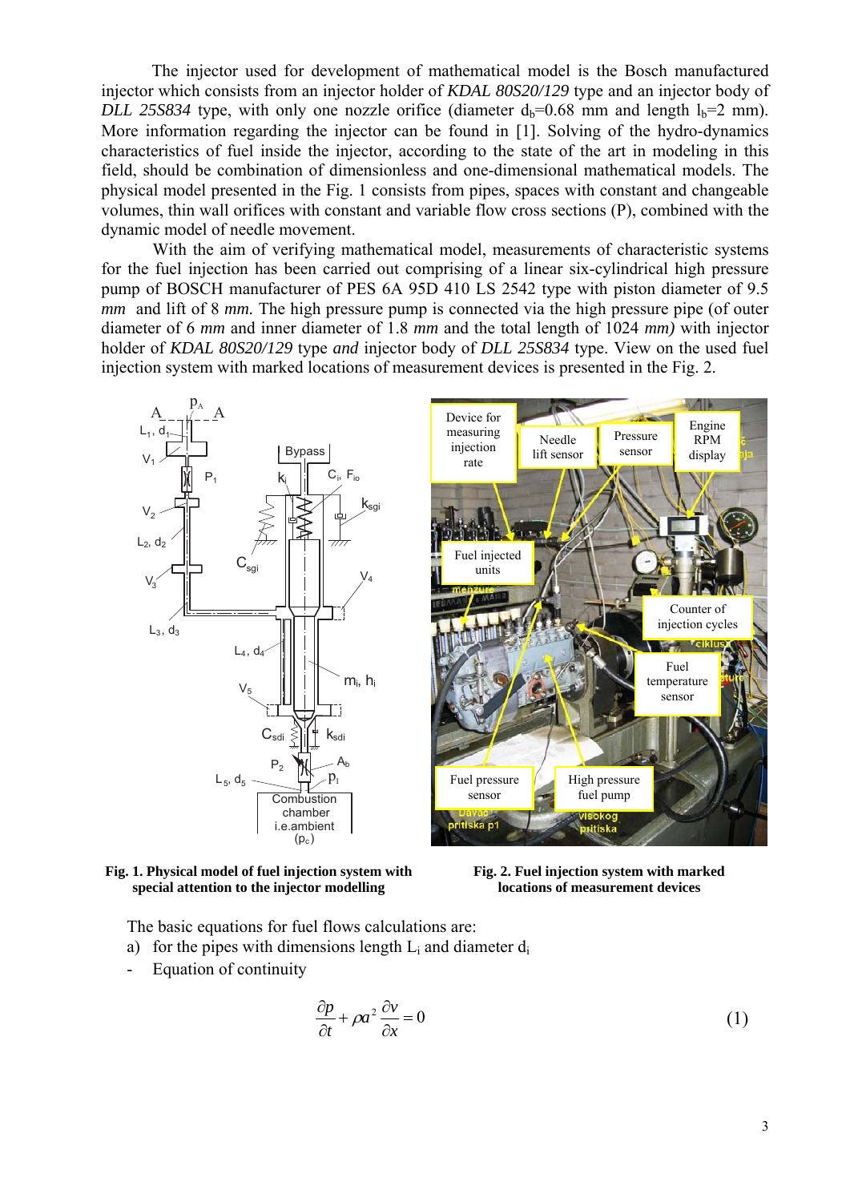The injector used for development of mathematical model is the Bosch manufactured injector which consists from an injector holder of *KDAL 80S20/129* type and an injector body of *DLL 25S834* type, with only one nozzle orifice (diameter $d_b$=0.68 mm and length $l_b$=2 mm). More information regarding the injector can be found in [1]. Solving of the hydro-dynamics characteristics of fuel inside the injector, according to the state of the art in modeling in this field, should be combination of dimensionless and one-dimensional mathematical models. The physical model presented in the Fig. 1 consists from pipes, spaces with constant and changeable volumes, thin wall orifices with constant and variable flow cross sections (P), combined with the dynamic model of needle movement.

With the aim of verifying mathematical model, measurements of characteristic systems for the fuel injection has been carried out comprising of a linear six-cylindrical high pressure pump of BOSCH manufacturer of PES 6A 95D 410 LS 2542 type with piston diameter of 9.5 *mm* and lift of 8 *mm.* The high pressure pump is connected via the high pressure pipe (of outer diameter of 6 *mm* and inner diameter of 1.8 *mm* and the total length of 1024 *mm)* with injector holder of *KDAL 80S20/129* type *and* injector body of *DLL 25S834* type. View on the used fuel injection system with marked locations of measurement devices is presented in the Fig. 2.

**Fig. 1. Physical model of fuel injection system with special attention to the injector modelling**

**Fig. 2. Fuel injection system with marked locations of measurement devices**

The basic equations for fuel flows calculations are:

a) for the pipes with dimensions length $L_i$ and diameter $d_i$

- Equation of continuity

$$\frac{\partial p}{\partial t} + \rho a^2 \frac{\partial v}{\partial x} = 0 \tag{1}$$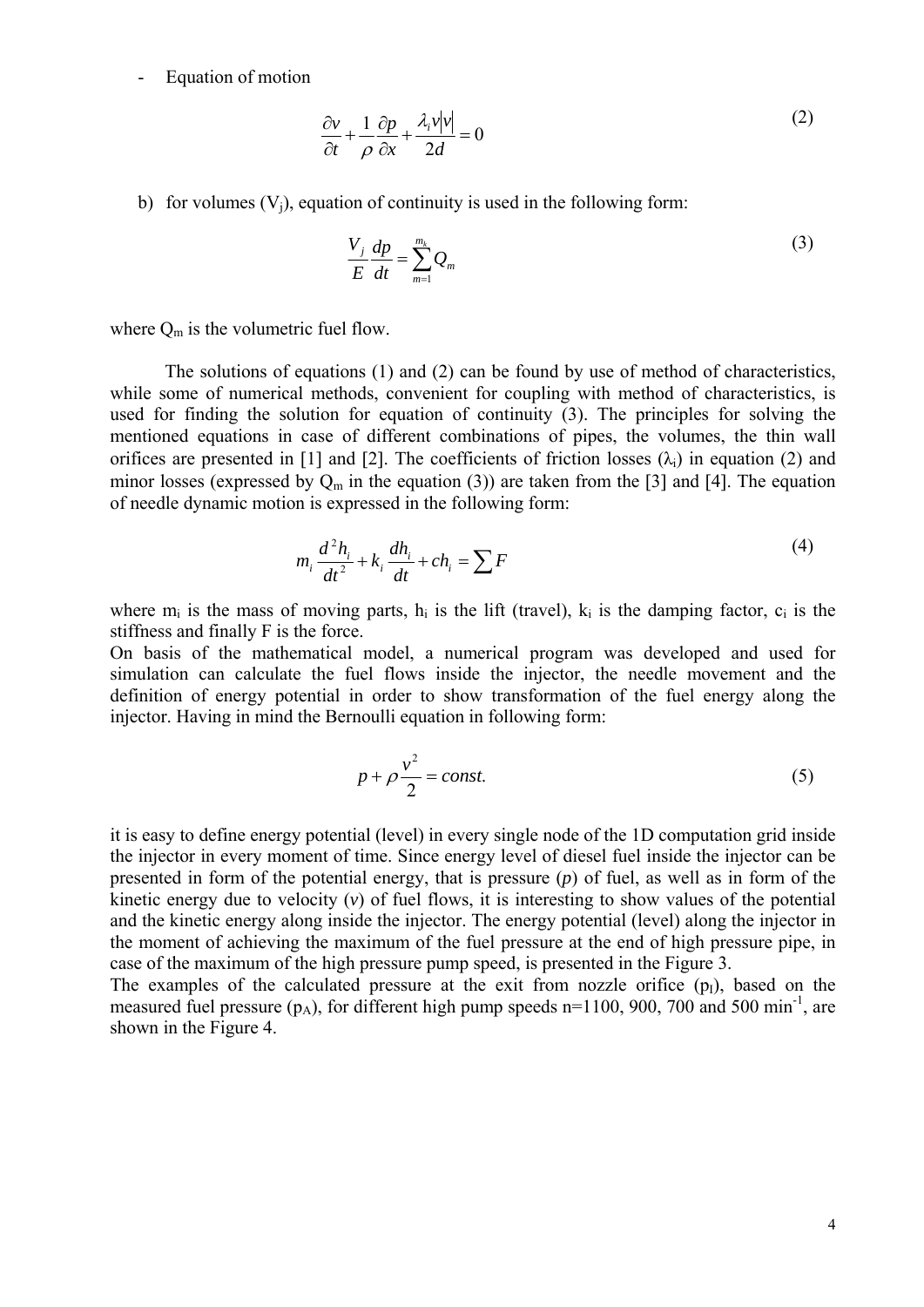- Equation of motion

$$\frac{\partial v}{\partial t} + \frac{1}{\rho}\frac{\partial p}{\partial x} + \frac{\lambda_i v|v|}{2d} = 0 \tag{2}$$

b) for volumes ($V_j$), equation of continuity is used in the following form:

$$\frac{V_j}{E}\frac{dp}{dt} = \sum_{m=1}^{m_k} Q_m \tag{3}$$

where $Q_m$ is the volumetric fuel flow.

The solutions of equations (1) and (2) can be found by use of method of characteristics, while some of numerical methods, convenient for coupling with method of characteristics, is used for finding the solution for equation of continuity (3). The principles for solving the mentioned equations in case of different combinations of pipes, the volumes, the thin wall orifices are presented in [1] and [2]. The coefficients of friction losses ($\lambda_i$) in equation (2) and minor losses (expressed by $Q_m$ in the equation (3)) are taken from the [3] and [4]. The equation of needle dynamic motion is expressed in the following form:

$$m_i \frac{d^2 h_i}{dt^2} + k_i \frac{dh_i}{dt} + ch_i = \sum F \tag{4}$$

where $m_i$ is the mass of moving parts, $h_i$ is the lift (travel), $k_i$ is the damping factor, $c_i$ is the stiffness and finally F is the force.
On basis of the mathematical model, a numerical program was developed and used for simulation can calculate the fuel flows inside the injector, the needle movement and the definition of energy potential in order to show transformation of the fuel energy along the injector. Having in mind the Bernoulli equation in following form:

$$p + \rho\frac{v^2}{2} = const. \tag{5}$$

it is easy to define energy potential (level) in every single node of the 1D computation grid inside the injector in every moment of time. Since energy level of diesel fuel inside the injector can be presented in form of the potential energy, that is pressure (*p*) of fuel, as well as in form of the kinetic energy due to velocity (*v*) of fuel flows, it is interesting to show values of the potential and the kinetic energy along inside the injector. The energy potential (level) along the injector in the moment of achieving the maximum of the fuel pressure at the end of high pressure pipe, in case of the maximum of the high pressure pump speed, is presented in the Figure 3.
The examples of the calculated pressure at the exit from nozzle orifice ($p_I$), based on the measured fuel pressure ($p_A$), for different high pump speeds n=1100, 900, 700 and 500 $\text{min}^{-1}$, are shown in the Figure 4.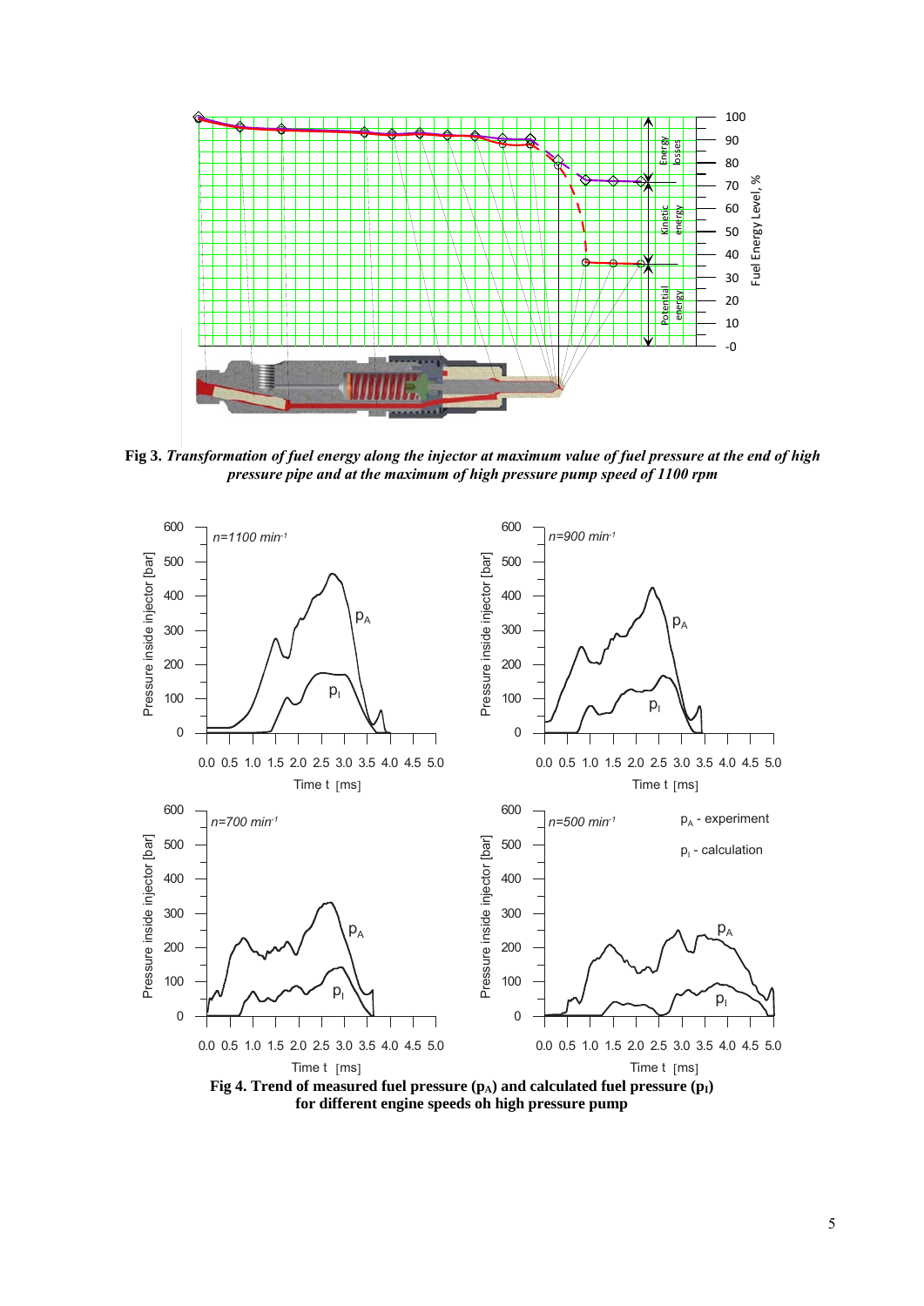**Fig 3.** ***Transformation of fuel energy along the injector at maximum value of fuel pressure at the end of high pressure pipe and at the maximum of high pressure pump speed of 1100 rpm***

**Fig 4. Trend of measured fuel pressure ($p_A$) and calculated fuel pressure ($p_I$) for different engine speeds oh high pressure pump**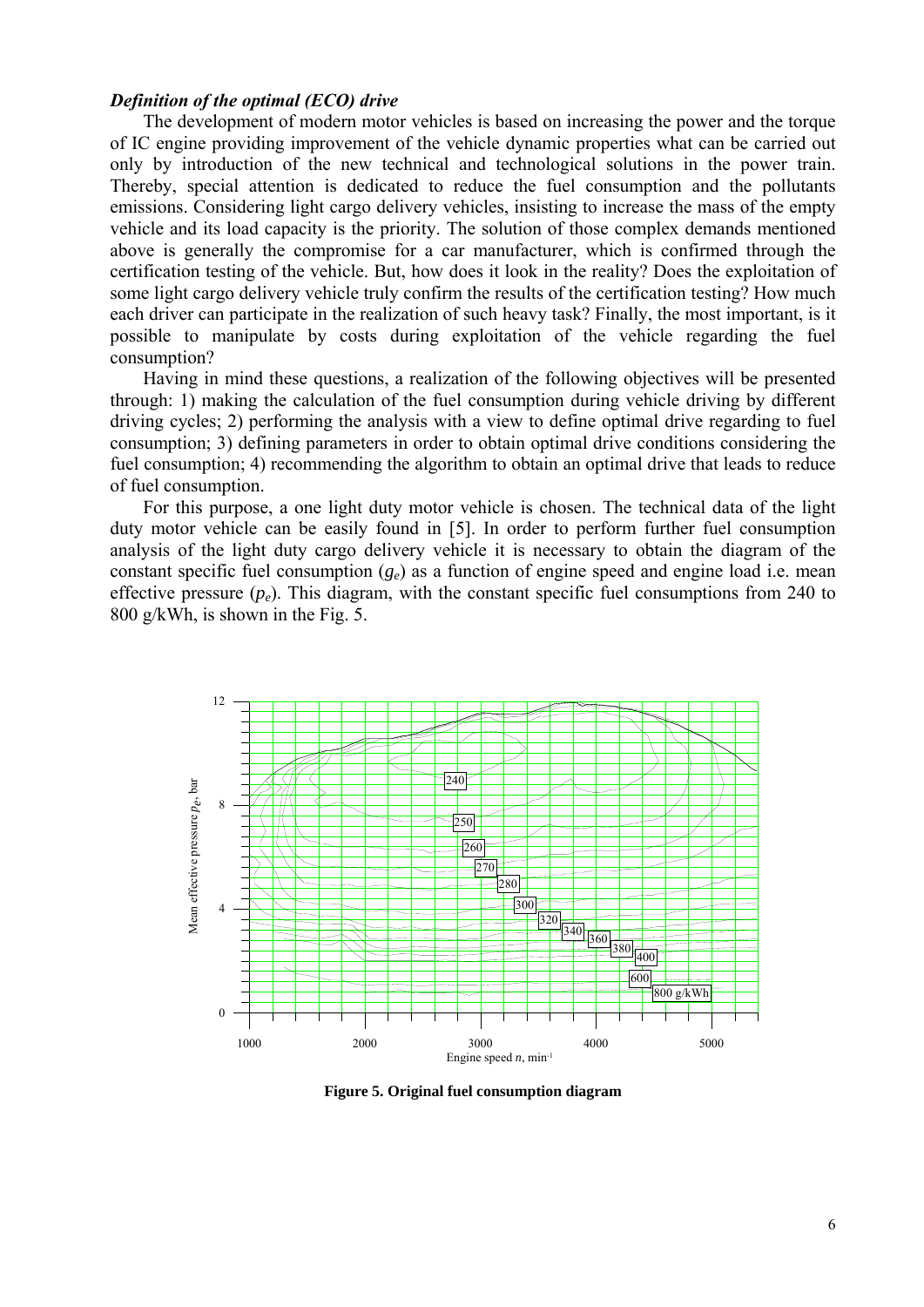### *Definition of the optimal (ECO) drive*

The development of modern motor vehicles is based on increasing the power and the torque of IC engine providing improvement of the vehicle dynamic properties what can be carried out only by introduction of the new technical and technological solutions in the power train. Thereby, special attention is dedicated to reduce the fuel consumption and the pollutants emissions. Considering light cargo delivery vehicles, insisting to increase the mass of the empty vehicle and its load capacity is the priority. The solution of those complex demands mentioned above is generally the compromise for a car manufacturer, which is confirmed through the certification testing of the vehicle. But, how does it look in the reality? Does the exploitation of some light cargo delivery vehicle truly confirm the results of the certification testing? How much each driver can participate in the realization of such heavy task? Finally, the most important, is it possible to manipulate by costs during exploitation of the vehicle regarding the fuel consumption?

Having in mind these questions, a realization of the following objectives will be presented through: 1) making the calculation of the fuel consumption during vehicle driving by different driving cycles; 2) performing the analysis with a view to define optimal drive regarding to fuel consumption; 3) defining parameters in order to obtain optimal drive conditions considering the fuel consumption; 4) recommending the algorithm to obtain an optimal drive that leads to reduce of fuel consumption.

For this purpose, a one light duty motor vehicle is chosen. The technical data of the light duty motor vehicle can be easily found in [5]. In order to perform further fuel consumption analysis of the light duty cargo delivery vehicle it is necessary to obtain the diagram of the constant specific fuel consumption ($g_e$) as a function of engine speed and engine load i.e. mean effective pressure ($p_e$). This diagram, with the constant specific fuel consumptions from 240 to 800 g/kWh, is shown in the Fig. 5.

**Figure 5. Original fuel consumption diagram**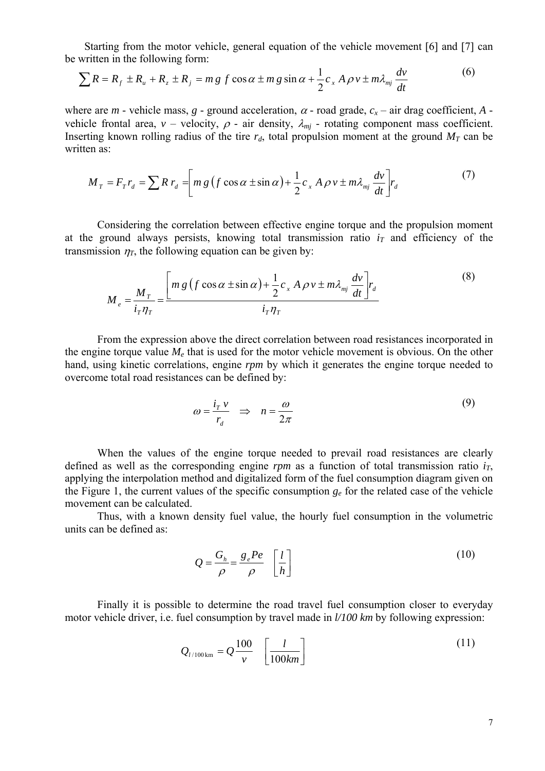Starting from the motor vehicle, general equation of the vehicle movement [6] and [7] can be written in the following form:

$$\sum R = R_f \pm R_u + R_z \pm R_j = m\,g\,f\cos\alpha \pm m\,g\sin\alpha + \frac{1}{2}c_x\,A\rho\,v \pm m\lambda_{mj}\frac{dv}{dt} \tag{6}$$

where are $m$ - vehicle mass, $g$ - ground acceleration, $\alpha$ - road grade, $c_x$ – air drag coefficient, $A$ - vehicle frontal area, $v$ – velocity, $\rho$ - air density, $\lambda_{mj}$ - rotating component mass coefficient. Inserting known rolling radius of the tire $r_d$, total propulsion moment at the ground $M_T$ can be written as:

$$M_T = F_T r_d = \sum R\,r_d = \left[m\,g\left(f\cos\alpha \pm \sin\alpha\right) + \frac{1}{2}c_x\,A\rho\,v \pm m\lambda_{mj}\frac{dv}{dt}\right] r_d \tag{7}$$

Considering the correlation between effective engine torque and the propulsion moment at the ground always persists, knowing total transmission ratio $i_T$ and efficiency of the transmission $\eta_T$, the following equation can be given by:

$$M_e = \frac{M_T}{i_T\eta_T} = \frac{\left[m\,g\left(f\cos\alpha \pm \sin\alpha\right) + \frac{1}{2}c_x\,A\rho\,v \pm m\lambda_{mj}\frac{dv}{dt}\right] r_d}{i_T\eta_T} \tag{8}$$

From the expression above the direct correlation between road resistances incorporated in the engine torque value $M_e$ that is used for the motor vehicle movement is obvious. On the other hand, using kinetic correlations, engine *rpm* by which it generates the engine torque needed to overcome total road resistances can be defined by:

$$\omega = \frac{i_T\,v}{r_d} \quad \Rightarrow \quad n = \frac{\omega}{2\pi} \tag{9}$$

When the values of the engine torque needed to prevail road resistances are clearly defined as well as the corresponding engine *rpm* as a function of total transmission ratio $i_T$, applying the interpolation method and digitalized form of the fuel consumption diagram given on the Figure 1, the current values of the specific consumption $g_e$ for the related case of the vehicle movement can be calculated.

Thus, with a known density fuel value, the hourly fuel consumption in the volumetric units can be defined as:

$$Q = \frac{G_h}{\rho} = \frac{g_e Pe}{\rho} \quad \left[\frac{l}{h}\right] \tag{10}$$

Finally it is possible to determine the road travel fuel consumption closer to everyday motor vehicle driver, i.e. fuel consumption by travel made in *l/100 km* by following expression:

$$Q_{l/100\,\mathrm{km}} = Q\frac{100}{v} \quad \left[\frac{l}{100km}\right] \tag{11}$$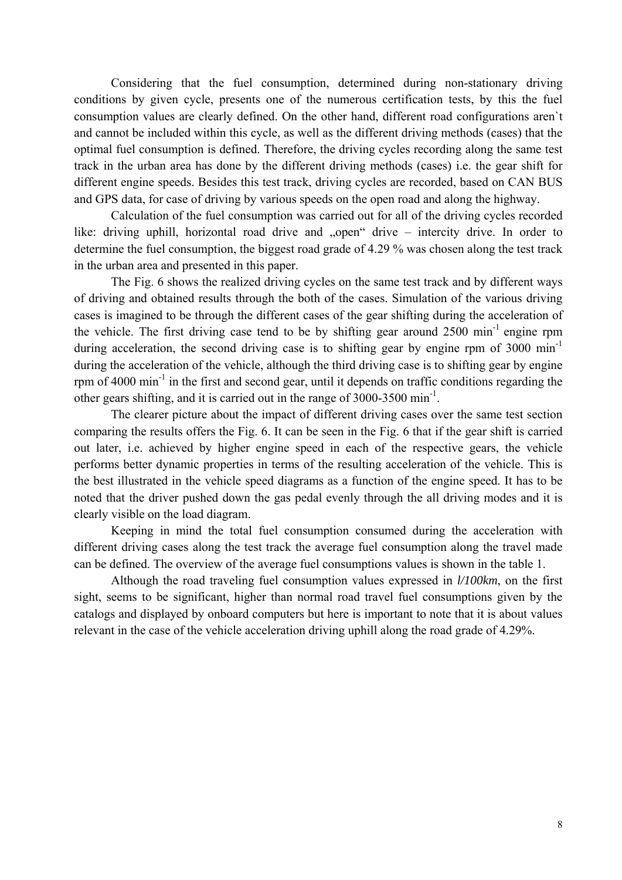Considering that the fuel consumption, determined during non-stationary driving conditions by given cycle, presents one of the numerous certification tests, by this the fuel consumption values are clearly defined. On the other hand, different road configurations aren`t and cannot be included within this cycle, as well as the different driving methods (cases) that the optimal fuel consumption is defined. Therefore, the driving cycles recording along the same test track in the urban area has done by the different driving methods (cases) i.e. the gear shift for different engine speeds. Besides this test track, driving cycles are recorded, based on CAN BUS and GPS data, for case of driving by various speeds on the open road and along the highway.

Calculation of the fuel consumption was carried out for all of the driving cycles recorded like: driving uphill, horizontal road drive and „open“ drive – intercity drive. In order to determine the fuel consumption, the biggest road grade of 4.29 % was chosen along the test track in the urban area and presented in this paper.

The Fig. 6 shows the realized driving cycles on the same test track and by different ways of driving and obtained results through the both of the cases. Simulation of the various driving cases is imagined to be through the different cases of the gear shifting during the acceleration of the vehicle. The first driving case tend to be by shifting gear around 2500 $min^{-1}$ engine rpm during acceleration, the second driving case is to shifting gear by engine rpm of 3000 $min^{-1}$ during the acceleration of the vehicle, although the third driving case is to shifting gear by engine rpm of 4000 $min^{-1}$ in the first and second gear, until it depends on traffic conditions regarding the other gears shifting, and it is carried out in the range of 3000-3500 $min^{-1}$.

The clearer picture about the impact of different driving cases over the same test section comparing the results offers the Fig. 6. It can be seen in the Fig. 6 that if the gear shift is carried out later, i.e. achieved by higher engine speed in each of the respective gears, the vehicle performs better dynamic properties in terms of the resulting acceleration of the vehicle. This is the best illustrated in the vehicle speed diagrams as a function of the engine speed. It has to be noted that the driver pushed down the gas pedal evenly through the all driving modes and it is clearly visible on the load diagram.

Keeping in mind the total fuel consumption consumed during the acceleration with different driving cases along the test track the average fuel consumption along the travel made can be defined. The overview of the average fuel consumptions values is shown in the table 1.

Although the road traveling fuel consumption values expressed in *l/100km*, on the first sight, seems to be significant, higher than normal road travel fuel consumptions given by the catalogs and displayed by onboard computers but here is important to note that it is about values relevant in the case of the vehicle acceleration driving uphill along the road grade of 4.29%.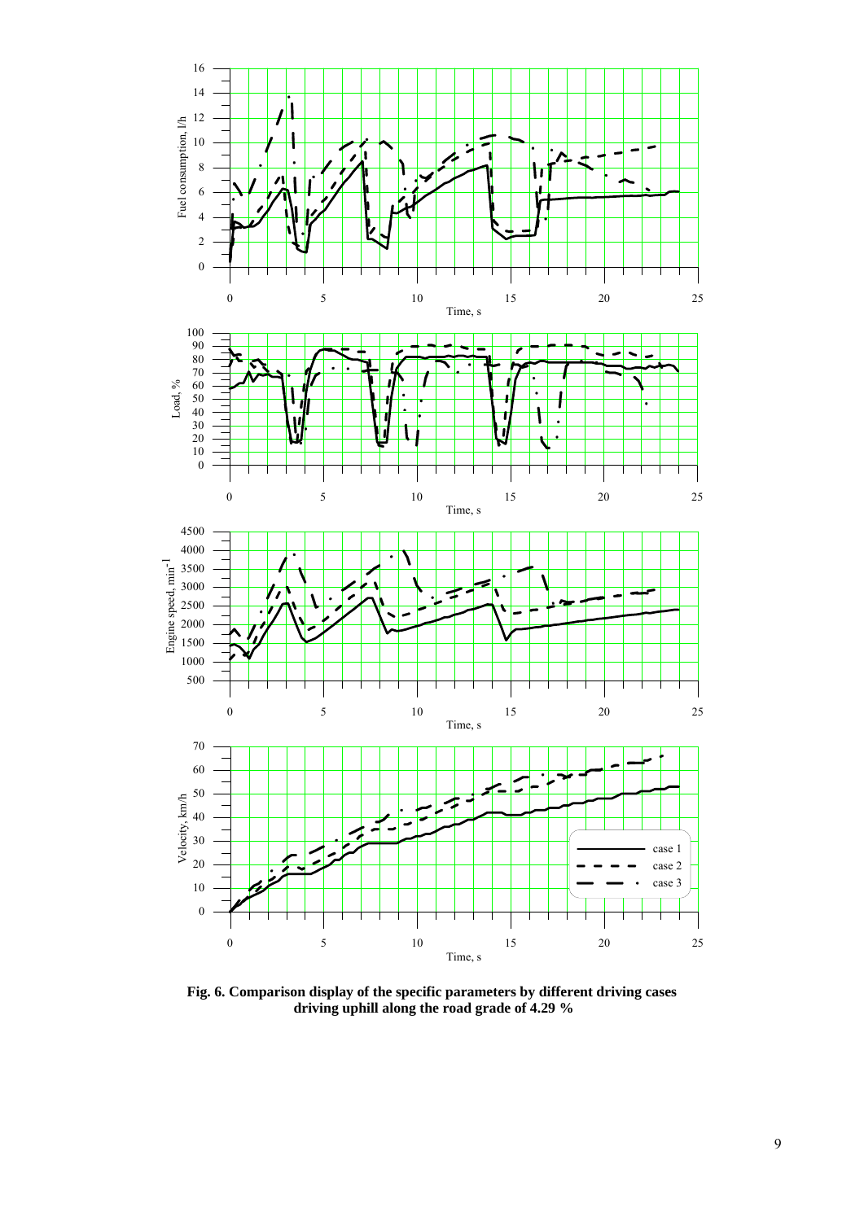**Fig. 6. Comparison display of the specific parameters by different driving cases driving uphill along the road grade of 4.29 %**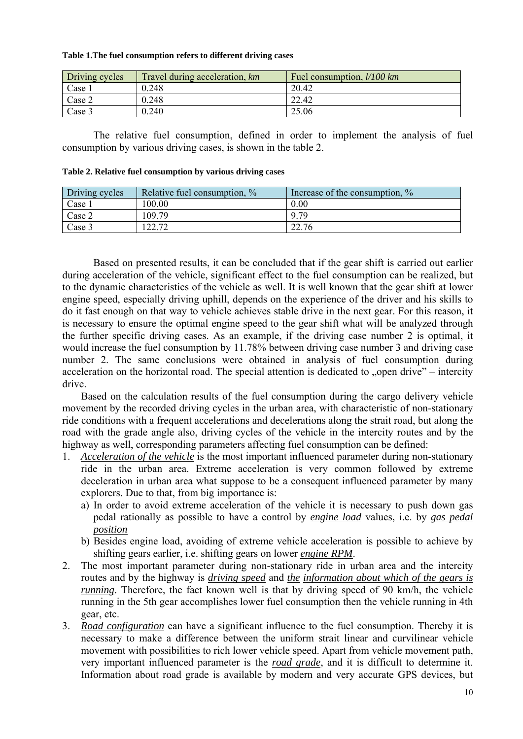**Table 1.The fuel consumption refers to different driving cases**

| Driving cycles | Travel during acceleration, *km* | Fuel consumption, *l/100 km* |
|---|---|---|
| Case 1 | 0.248 | 20.42 |
| Case 2 | 0.248 | 22.42 |
| Case 3 | 0.240 | 25.06 |

The relative fuel consumption, defined in order to implement the analysis of fuel consumption by various driving cases, is shown in the table 2.

**Table 2. Relative fuel consumption by various driving cases**

| Driving cycles | Relative fuel consumption, % | Increase of the consumption, % |
|---|---|---|
| Case 1 | 100.00 | 0.00 |
| Case 2 | 109.79 | 9.79 |
| Case 3 | 122.72 | 22.76 |

Based on presented results, it can be concluded that if the gear shift is carried out earlier during acceleration of the vehicle, significant effect to the fuel consumption can be realized, but to the dynamic characteristics of the vehicle as well. It is well known that the gear shift at lower engine speed, especially driving uphill, depends on the experience of the driver and his skills to do it fast enough on that way to vehicle achieves stable drive in the next gear. For this reason, it is necessary to ensure the optimal engine speed to the gear shift what will be analyzed through the further specific driving cases. As an example, if the driving case number 2 is optimal, it would increase the fuel consumption by 11.78% between driving case number 3 and driving case number 2. The same conclusions were obtained in analysis of fuel consumption during acceleration on the horizontal road. The special attention is dedicated to „open drive" – intercity drive.

Based on the calculation results of the fuel consumption during the cargo delivery vehicle movement by the recorded driving cycles in the urban area, with characteristic of non-stationary ride conditions with a frequent accelerations and decelerations along the strait road, but along the road with the grade angle also, driving cycles of the vehicle in the intercity routes and by the highway as well, corresponding parameters affecting fuel consumption can be defined:

1. ***Acceleration of the vehicle*** is the most important influenced parameter during non-stationary ride in the urban area. Extreme acceleration is very common followed by extreme deceleration in urban area what suppose to be a consequent influenced parameter by many explorers. Due to that, from big importance is:
   a) In order to avoid extreme acceleration of the vehicle it is necessary to push down gas pedal rationally as possible to have a control by ***engine load*** values, i.e. by ***gas pedal position***
   b) Besides engine load, avoiding of extreme vehicle acceleration is possible to achieve by shifting gears earlier, i.e. shifting gears on lower ***engine RPM***.
2. The most important parameter during non-stationary ride in urban area and the intercity routes and by the highway is ***driving speed*** and ***the information about which of the gears is running***. Therefore, the fact known well is that by driving speed of 90 km/h, the vehicle running in the 5th gear accomplishes lower fuel consumption then the vehicle running in 4th gear, etc.
3. ***Road configuration*** can have a significant influence to the fuel consumption. Thereby it is necessary to make a difference between the uniform strait linear and curvilinear vehicle movement with possibilities to rich lower vehicle speed. Apart from vehicle movement path, very important influenced parameter is the ***road grade***, and it is difficult to determine it. Information about road grade is available by modern and very accurate GPS devices, but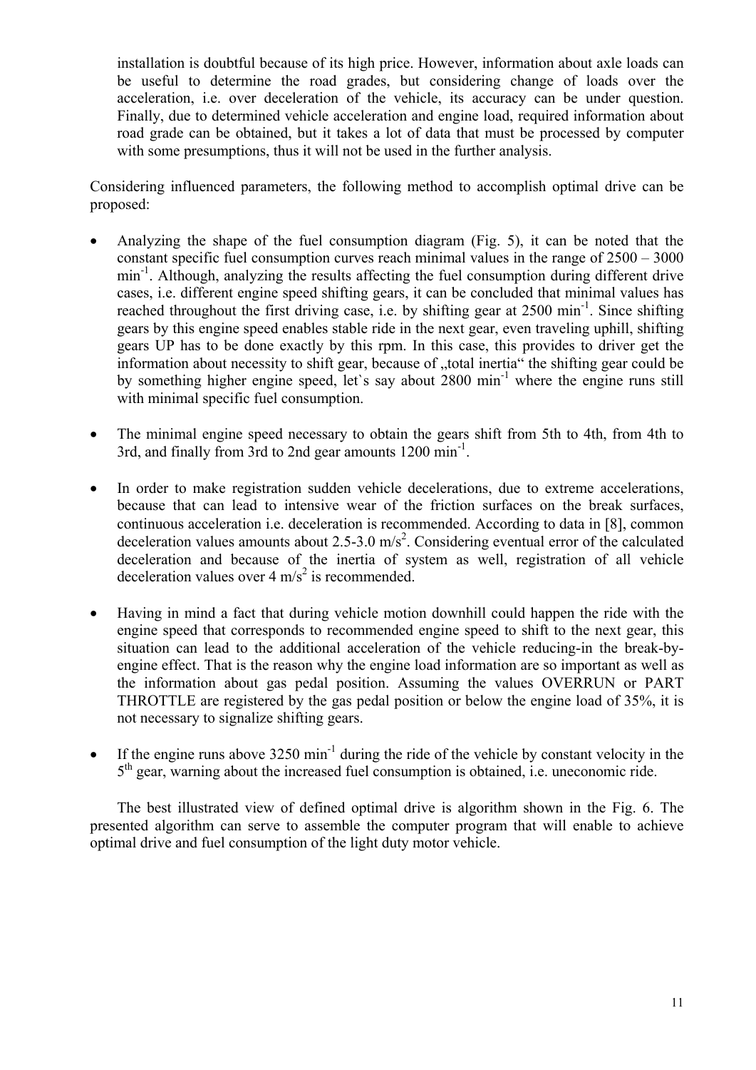installation is doubtful because of its high price. However, information about axle loads can be useful to determine the road grades, but considering change of loads over the acceleration, i.e. over deceleration of the vehicle, its accuracy can be under question. Finally, due to determined vehicle acceleration and engine load, required information about road grade can be obtained, but it takes a lot of data that must be processed by computer with some presumptions, thus it will not be used in the further analysis.

Considering influenced parameters, the following method to accomplish optimal drive can be proposed:

- Analyzing the shape of the fuel consumption diagram (Fig. 5), it can be noted that the constant specific fuel consumption curves reach minimal values in the range of 2500 – 3000 $min^{-1}$. Although, analyzing the results affecting the fuel consumption during different drive cases, i.e. different engine speed shifting gears, it can be concluded that minimal values has reached throughout the first driving case, i.e. by shifting gear at 2500 $min^{-1}$. Since shifting gears by this engine speed enables stable ride in the next gear, even traveling uphill, shifting gears UP has to be done exactly by this rpm. In this case, this provides to driver get the information about necessity to shift gear, because of „total inertia" the shifting gear could be by something higher engine speed, let`s say about 2800 $min^{-1}$ where the engine runs still with minimal specific fuel consumption.

- The minimal engine speed necessary to obtain the gears shift from 5th to 4th, from 4th to 3rd, and finally from 3rd to 2nd gear amounts 1200 $min^{-1}$.

- In order to make registration sudden vehicle decelerations, due to extreme accelerations, because that can lead to intensive wear of the friction surfaces on the break surfaces, continuous acceleration i.e. deceleration is recommended. According to data in [8], common deceleration values amounts about 2.5-3.0 $m/s^2$. Considering eventual error of the calculated deceleration and because of the inertia of system as well, registration of all vehicle deceleration values over 4 $m/s^2$ is recommended.

- Having in mind a fact that during vehicle motion downhill could happen the ride with the engine speed that corresponds to recommended engine speed to shift to the next gear, this situation can lead to the additional acceleration of the vehicle reducing-in the break-by-engine effect. That is the reason why the engine load information are so important as well as the information about gas pedal position. Assuming the values OVERRUN or PART THROTTLE are registered by the gas pedal position or below the engine load of 35%, it is not necessary to signalize shifting gears.

- If the engine runs above 3250 $min^{-1}$ during the ride of the vehicle by constant velocity in the 5$^{th}$ gear, warning about the increased fuel consumption is obtained, i.e. uneconomic ride.

The best illustrated view of defined optimal drive is algorithm shown in the Fig. 6. The presented algorithm can serve to assemble the computer program that will enable to achieve optimal drive and fuel consumption of the light duty motor vehicle.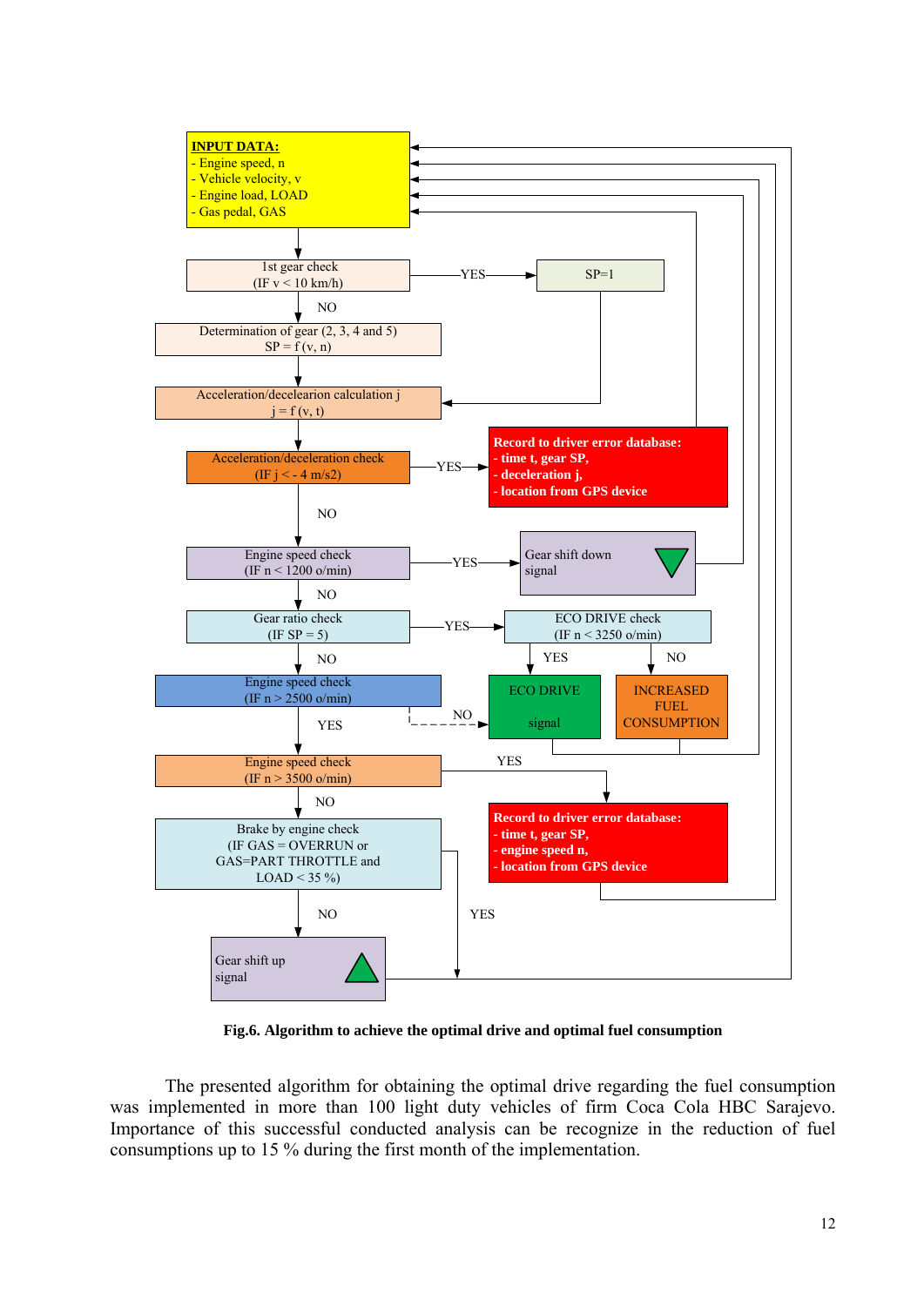**INPUT DATA:**
- Engine speed, n
- Vehicle velocity, v
- Engine load, LOAD
- Gas pedal, GAS

1st gear check (IF v < 10 km/h) — YES → SP=1

NO

Determination of gear (2, 3, 4 and 5) SP = f (v, n)

Acceleration/decelearion calculation j  
j = f (v, t)

Acceleration/deceleration check (IF j < - 4 m/s2) — YES →

**Record to driver error database:**
**- time t, gear SP,**
**- deceleration j,**
**- location from GPS device**

NO

Engine speed check (IF n < 1200 o/min) — YES → Gear shift down signal

NO

Gear ratio check (IF SP = 5) — YES → ECO DRIVE check (IF n < 3250 o/min)

YES → ECO DRIVE signal; NO → INCREASED FUEL CONSUMPTION

NO

Engine speed check (IF n > 2500 o/min) — NO → ECO DRIVE signal

YES

Engine speed check (IF n > 3500 o/min) — YES →

**Record to driver error database:**
**- time t, gear SP,**
**- engine speed n,**
**- location from GPS device**

NO

Brake by engine check (IF GAS = OVERRUN or GAS=PART THROTTLE and LOAD < 35 %) — YES

NO

Gear shift up signal

**Fig.6. Algorithm to achieve the optimal drive and optimal fuel consumption**

The presented algorithm for obtaining the optimal drive regarding the fuel consumption was implemented in more than 100 light duty vehicles of firm Coca Cola HBC Sarajevo. Importance of this successful conducted analysis can be recognize in the reduction of fuel consumptions up to 15 % during the first month of the implementation.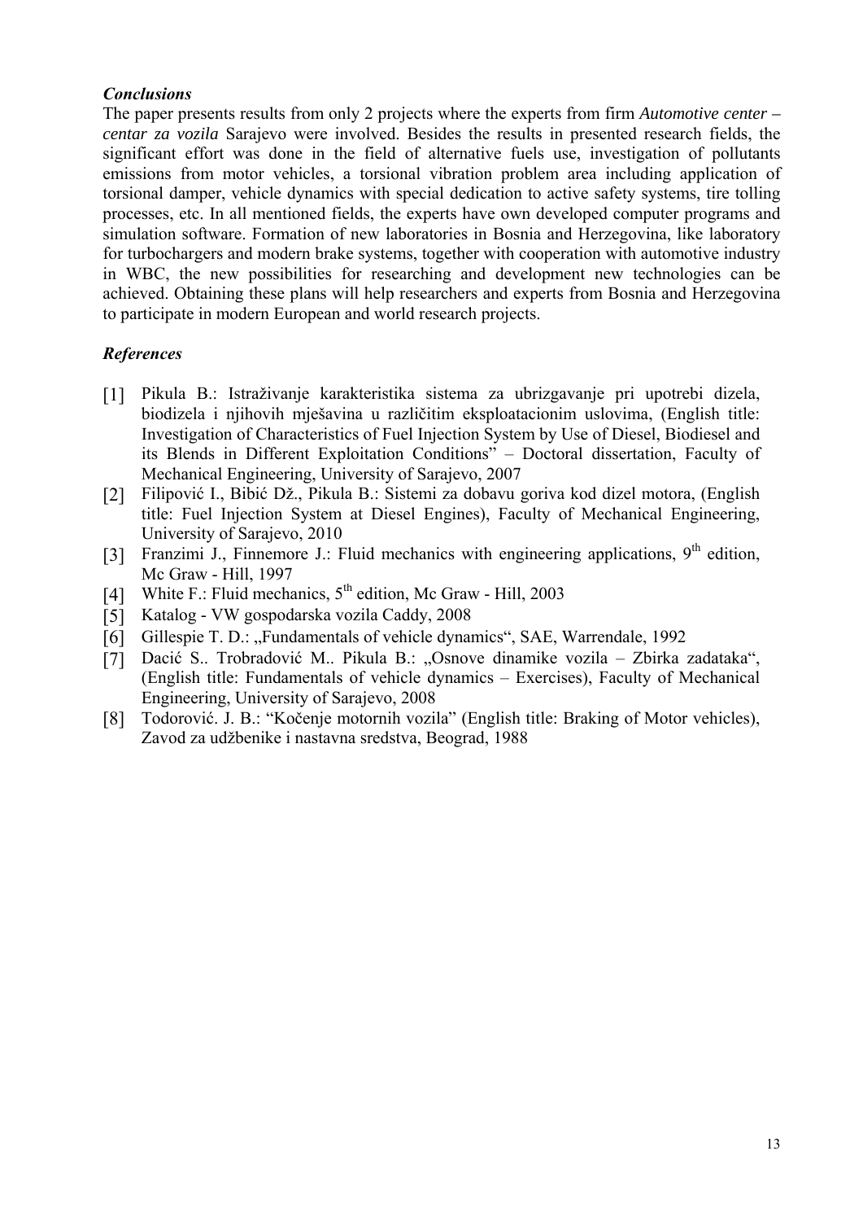### *Conclusions*

The paper presents results from only 2 projects where the experts from firm *Automotive center – centar za vozila* Sarajevo were involved. Besides the results in presented research fields, the significant effort was done in the field of alternative fuels use, investigation of pollutants emissions from motor vehicles, a torsional vibration problem area including application of torsional damper, vehicle dynamics with special dedication to active safety systems, tire tolling processes, etc. In all mentioned fields, the experts have own developed computer programs and simulation software. Formation of new laboratories in Bosnia and Herzegovina, like laboratory for turbochargers and modern brake systems, together with cooperation with automotive industry in WBC, the new possibilities for researching and development new technologies can be achieved. Obtaining these plans will help researchers and experts from Bosnia and Herzegovina to participate in modern European and world research projects.

### *References*

[1] Pikula B.: Istraživanje karakteristika sistema za ubrizgavanje pri upotrebi dizela, biodizela i njihovih mješavina u različitim eksploatacionim uslovima, (English title: Investigation of Characteristics of Fuel Injection System by Use of Diesel, Biodiesel and its Blends in Different Exploitation Conditions" – Doctoral dissertation, Faculty of Mechanical Engineering, University of Sarajevo, 2007

[2] Filipović I., Bibić Dž., Pikula B.: Sistemi za dobavu goriva kod dizel motora, (English title: Fuel Injection System at Diesel Engines), Faculty of Mechanical Engineering, University of Sarajevo, 2010

[3] Franzimi J., Finnemore J.: Fluid mechanics with engineering applications, 9th edition, Mc Graw - Hill, 1997

[4] White F.: Fluid mechanics, 5th edition, Mc Graw - Hill, 2003

[5] Katalog - VW gospodarska vozila Caddy, 2008

[6] Gillespie T. D.: „Fundamentals of vehicle dynamics", SAE, Warrendale, 1992

[7] Dacić S.. Trobradović M.. Pikula B.: „Osnove dinamike vozila – Zbirka zadataka", (English title: Fundamentals of vehicle dynamics – Exercises), Faculty of Mechanical Engineering, University of Sarajevo, 2008

[8] Todorović. J. B.: "Kočenje motornih vozila" (English title: Braking of Motor vehicles), Zavod za udžbenike i nastavna sredstva, Beograd, 1988